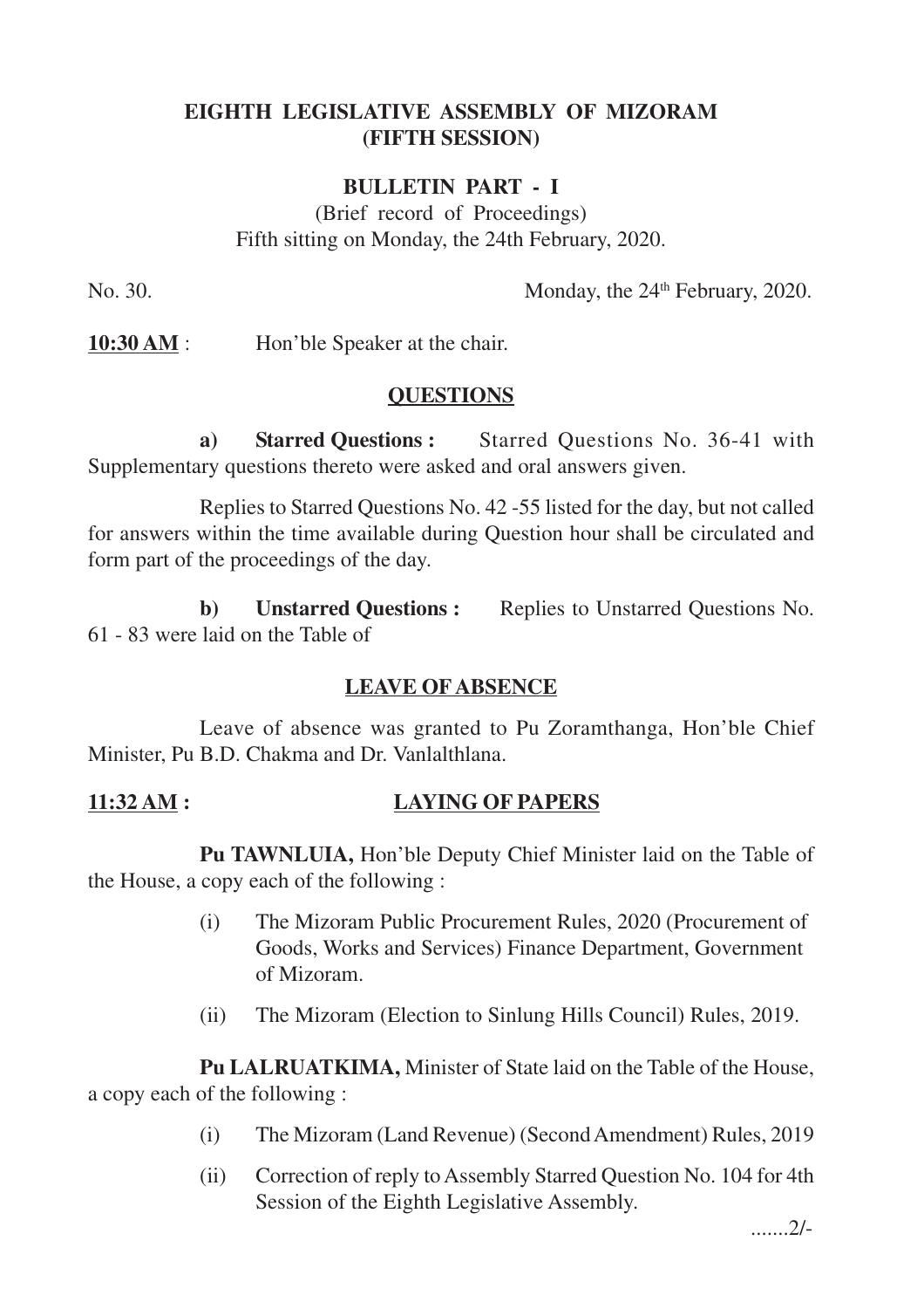**EIGHTH LEGISLATIVE ASSEMBLY OF MIZORAM**
**(FIFTH SESSION)**

**BULLETIN PART - I**

(Brief record of Proceedings)
Fifth sitting on Monday, the 24th February, 2020.

No. 30. Monday, the 24th February, 2020.

**10:30 AM** : Hon'ble Speaker at the chair.

## QUESTIONS

**a) Starred Questions :** Starred Questions No. 36-41 with Supplementary questions thereto were asked and oral answers given.

Replies to Starred Questions No. 42 -55 listed for the day, but not called for answers within the time available during Question hour shall be circulated and form part of the proceedings of the day.

**b) Unstarred Questions :** Replies to Unstarred Questions No. 61 - 83 were laid on the Table of

## LEAVE OF ABSENCE

Leave of absence was granted to Pu Zoramthanga, Hon'ble Chief Minister, Pu B.D. Chakma and Dr. Vanlalthlana.

**11:32 AM :**

## LAYING OF PAPERS

**Pu TAWNLUIA,** Hon'ble Deputy Chief Minister laid on the Table of the House, a copy each of the following :

(i) The Mizoram Public Procurement Rules, 2020 (Procurement of Goods, Works and Services) Finance Department, Government of Mizoram.

(ii) The Mizoram (Election to Sinlung Hills Council) Rules, 2019.

**Pu LALRUATKIMA,** Minister of State laid on the Table of the House, a copy each of the following :

(i) The Mizoram (Land Revenue) (Second Amendment) Rules, 2019

(ii) Correction of reply to Assembly Starred Question No. 104 for 4th Session of the Eighth Legislative Assembly.

.......2/-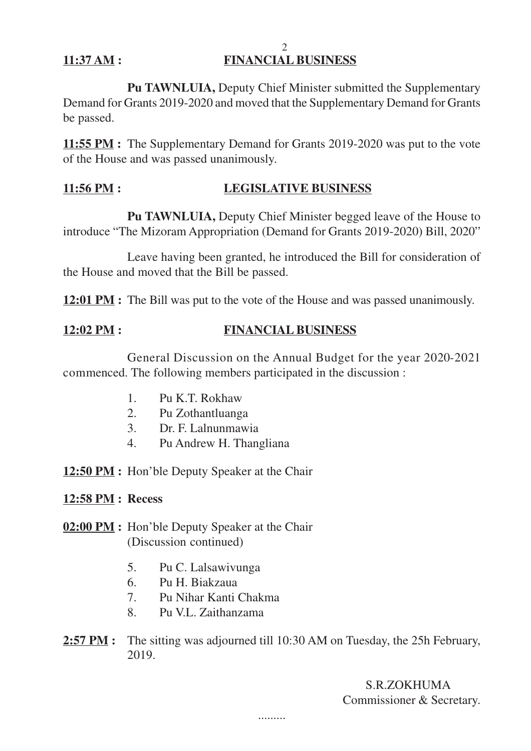**11:37 AM :** **FINANCIAL BUSINESS**

**Pu TAWNLUIA,** Deputy Chief Minister submitted the Supplementary Demand for Grants 2019-2020 and moved that the Supplementary Demand for Grants be passed.

**11:55 PM :** The Supplementary Demand for Grants 2019-2020 was put to the vote of the House and was passed unanimously.

**11:56 PM :** **LEGISLATIVE BUSINESS**

**Pu TAWNLUIA,** Deputy Chief Minister begged leave of the House to introduce "The Mizoram Appropriation (Demand for Grants 2019-2020) Bill, 2020"

Leave having been granted, he introduced the Bill for consideration of the House and moved that the Bill be passed.

**12:01 PM :** The Bill was put to the vote of the House and was passed unanimously.

**12:02 PM :** **FINANCIAL BUSINESS**

General Discussion on the Annual Budget for the year 2020-2021 commenced. The following members participated in the discussion :

1. Pu K.T. Rokhaw
2. Pu Zothantluanga
3. Dr. F. Lalnunmawia
4. Pu Andrew H. Thangliana

**12:50 PM :** Hon'ble Deputy Speaker at the Chair

**12:58 PM :** **Recess**

**02:00 PM :** Hon'ble Deputy Speaker at the Chair
(Discussion continued)

5. Pu C. Lalsawivunga
6. Pu H. Biakzaua
7. Pu Nihar Kanti Chakma
8. Pu V.L. Zaithanzama

**2:57 PM :** The sitting was adjourned till 10:30 AM on Tuesday, the 25h February, 2019.

S.R.ZOKHUMA
Commissioner & Secretary.

.........